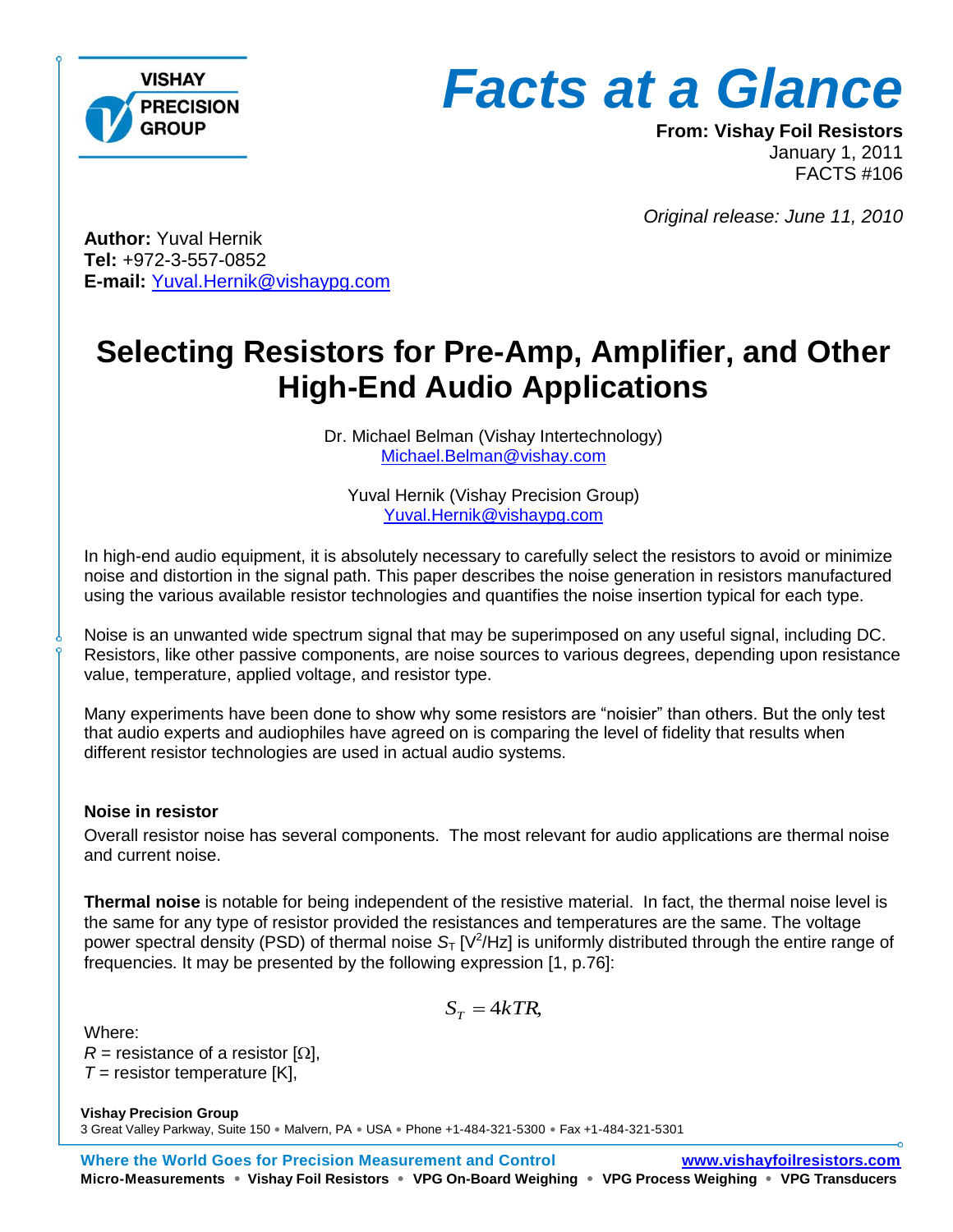# Facts at a Glance

**From: Vishay Foil Resistors**
January 1, 2011
FACTS #106

*Original release: June 11, 2010*

**Author:** Yuval Hernik
**Tel:** +972-3-557-0852
**E-mail:** Yuval.Hernik@vishaypg.com

## Selecting Resistors for Pre-Amp, Amplifier, and Other High-End Audio Applications

Dr. Michael Belman (Vishay Intertechnology)
Michael.Belman@vishay.com

Yuval Hernik (Vishay Precision Group)
Yuval.Hernik@vishaypg.com

In high-end audio equipment, it is absolutely necessary to carefully select the resistors to avoid or minimize noise and distortion in the signal path. This paper describes the noise generation in resistors manufactured using the various available resistor technologies and quantifies the noise insertion typical for each type.

Noise is an unwanted wide spectrum signal that may be superimposed on any useful signal, including DC. Resistors, like other passive components, are noise sources to various degrees, depending upon resistance value, temperature, applied voltage, and resistor type.

Many experiments have been done to show why some resistors are "noisier" than others. But the only test that audio experts and audiophiles have agreed on is comparing the level of fidelity that results when different resistor technologies are used in actual audio systems.

### Noise in resistor

Overall resistor noise has several components. The most relevant for audio applications are thermal noise and current noise.

**Thermal noise** is notable for being independent of the resistive material. In fact, the thermal noise level is the same for any type of resistor provided the resistances and temperatures are the same. The voltage power spectral density (PSD) of thermal noise $S_T$ [$V^2$/Hz] is uniformly distributed through the entire range of frequencies. It may be presented by the following expression [1, p.76]:

$$S_T = 4kTR,$$

Where:
$R$ = resistance of a resistor [Ω],
$T$ = resistor temperature [K],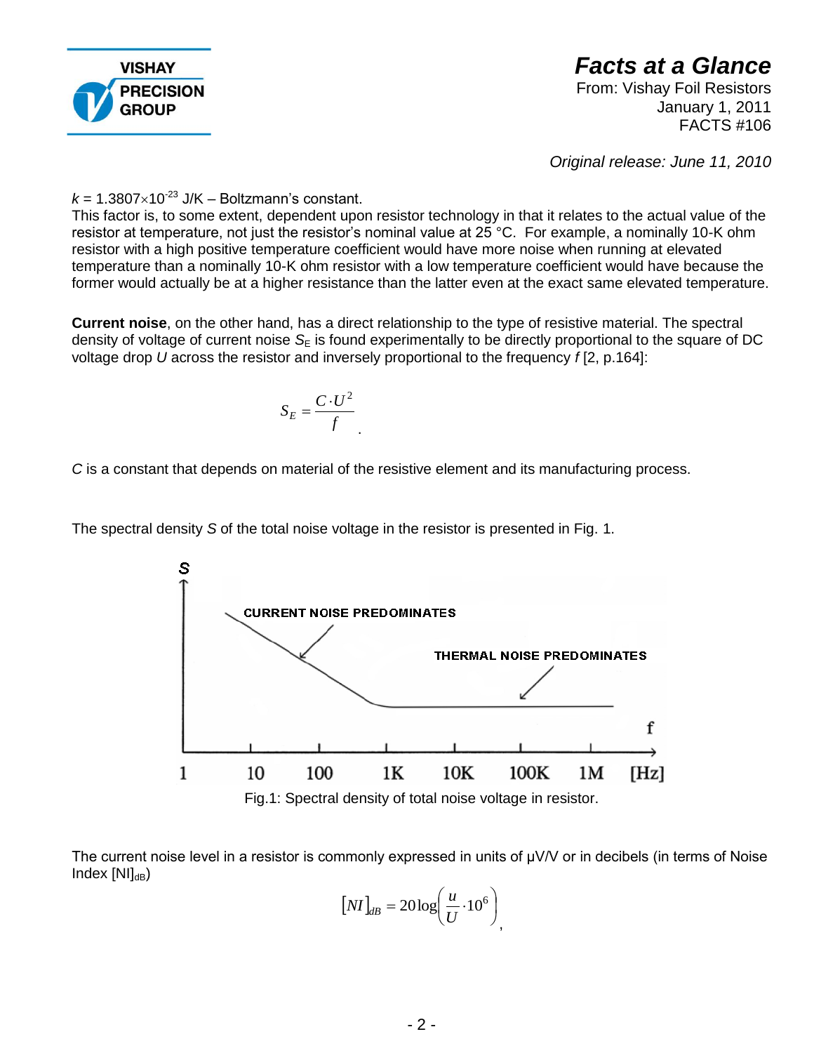$k$ = 1.3807×10$^{-23}$ J/K – Boltzmann's constant.

This factor is, to some extent, dependent upon resistor technology in that it relates to the actual value of the resistor at temperature, not just the resistor's nominal value at 25 °C. For example, a nominally 10-K ohm resistor with a high positive temperature coefficient would have more noise when running at elevated temperature than a nominally 10-K ohm resistor with a low temperature coefficient would have because the former would actually be at a higher resistance than the latter even at the exact same elevated temperature.

**Current noise**, on the other hand, has a direct relationship to the type of resistive material. The spectral density of voltage of current noise $S_E$ is found experimentally to be directly proportional to the square of DC voltage drop $U$ across the resistor and inversely proportional to the frequency $f$ [2, p.164]:

$$S_E = \frac{C \cdot U^2}{f}.$$

$C$ is a constant that depends on material of the resistive element and its manufacturing process.

The spectral density $S$ of the total noise voltage in the resistor is presented in Fig. 1.

Fig.1: Spectral density of total noise voltage in resistor.

The current noise level in a resistor is commonly expressed in units of μV/V or in decibels (in terms of Noise Index $[NI]_{dB}$)

$$[NI]_{dB} = 20\log\left(\frac{u}{U}\cdot 10^6\right),$$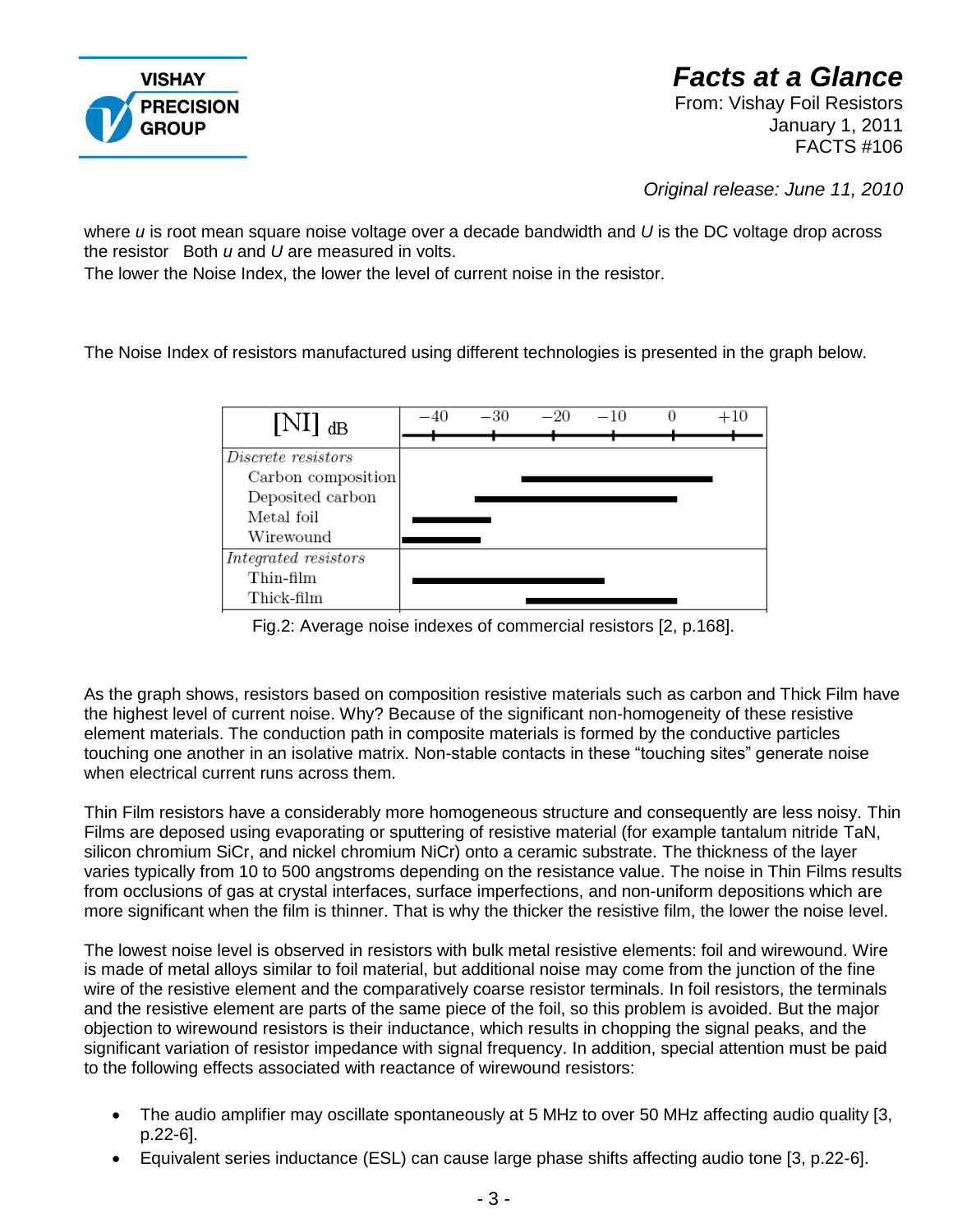where $u$ is root mean square noise voltage over a decade bandwidth and $U$ is the DC voltage drop across the resistor. Both $u$ and $U$ are measured in volts.

The lower the Noise Index, the lower the level of current noise in the resistor.

The Noise Index of resistors manufactured using different technologies is presented in the graph below.

| [NI] dB | −40 −30 −20 −10 0 +10 |
|---|---|
| *Discrete resistors* | |
| Carbon composition | |
| Deposited carbon | |
| Metal foil | |
| Wirewound | |
| *Integrated resistors* | |
| Thin-film | |
| Thick-film | |

Fig.2: Average noise indexes of commercial resistors [2, p.168].

As the graph shows, resistors based on composition resistive materials such as carbon and Thick Film have the highest level of current noise. Why? Because of the significant non-homogeneity of these resistive element materials. The conduction path in composite materials is formed by the conductive particles touching one another in an isolative matrix. Non-stable contacts in these "touching sites" generate noise when electrical current runs across them.

Thin Film resistors have a considerably more homogeneous structure and consequently are less noisy. Thin Films are deposed using evaporating or sputtering of resistive material (for example tantalum nitride TaN, silicon chromium SiCr, and nickel chromium NiCr) onto a ceramic substrate. The thickness of the layer varies typically from 10 to 500 angstroms depending on the resistance value. The noise in Thin Films results from occlusions of gas at crystal interfaces, surface imperfections, and non-uniform depositions which are more significant when the film is thinner. That is why the thicker the resistive film, the lower the noise level.

The lowest noise level is observed in resistors with bulk metal resistive elements: foil and wirewound. Wire is made of metal alloys similar to foil material, but additional noise may come from the junction of the fine wire of the resistive element and the comparatively coarse resistor terminals. In foil resistors, the terminals and the resistive element are parts of the same piece of the foil, so this problem is avoided. But the major objection to wirewound resistors is their inductance, which results in chopping the signal peaks, and the significant variation of resistor impedance with signal frequency. In addition, special attention must be paid to the following effects associated with reactance of wirewound resistors:

- The audio amplifier may oscillate spontaneously at 5 MHz to over 50 MHz affecting audio quality [3, p.22-6].
- Equivalent series inductance (ESL) can cause large phase shifts affecting audio tone [3, p.22-6].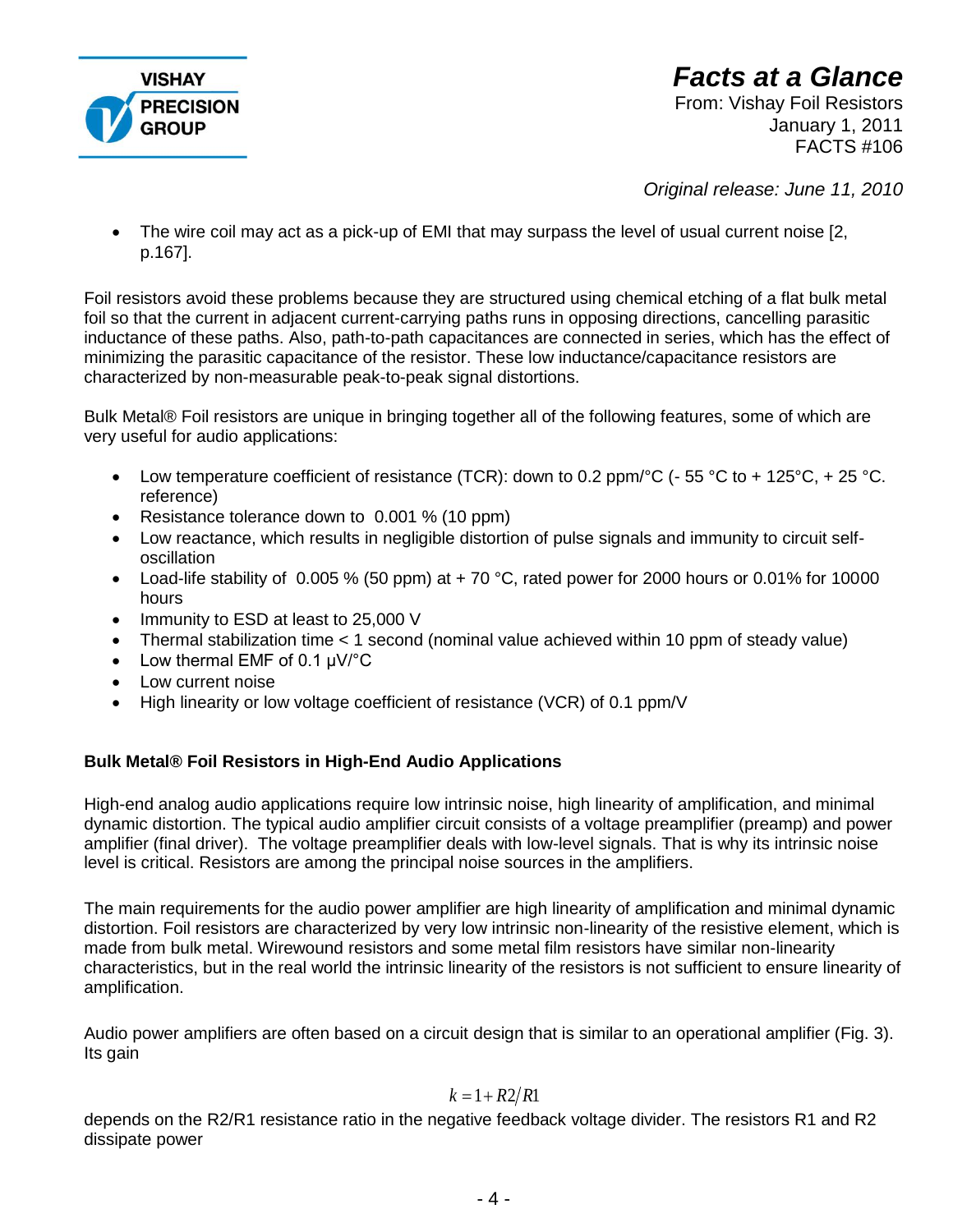- The wire coil may act as a pick-up of EMI that may surpass the level of usual current noise [2, p.167].

Foil resistors avoid these problems because they are structured using chemical etching of a flat bulk metal foil so that the current in adjacent current-carrying paths runs in opposing directions, cancelling parasitic inductance of these paths. Also, path-to-path capacitances are connected in series, which has the effect of minimizing the parasitic capacitance of the resistor. These low inductance/capacitance resistors are characterized by non-measurable peak-to-peak signal distortions.

Bulk Metal® Foil resistors are unique in bringing together all of the following features, some of which are very useful for audio applications:

- Low temperature coefficient of resistance (TCR): down to 0.2 ppm/°C (- 55 °C to + 125°C, + 25 °C. reference)
- Resistance tolerance down to 0.001 % (10 ppm)
- Low reactance, which results in negligible distortion of pulse signals and immunity to circuit self-oscillation
- Load-life stability of 0.005 % (50 ppm) at + 70 °C, rated power for 2000 hours or 0.01% for 10000 hours
- Immunity to ESD at least to 25,000 V
- Thermal stabilization time < 1 second (nominal value achieved within 10 ppm of steady value)
- Low thermal EMF of 0.1 μV/°C
- Low current noise
- High linearity or low voltage coefficient of resistance (VCR) of 0.1 ppm/V

**Bulk Metal® Foil Resistors in High-End Audio Applications**

High-end analog audio applications require low intrinsic noise, high linearity of amplification, and minimal dynamic distortion. The typical audio amplifier circuit consists of a voltage preamplifier (preamp) and power amplifier (final driver). The voltage preamplifier deals with low-level signals. That is why its intrinsic noise level is critical. Resistors are among the principal noise sources in the amplifiers.

The main requirements for the audio power amplifier are high linearity of amplification and minimal dynamic distortion. Foil resistors are characterized by very low intrinsic non-linearity of the resistive element, which is made from bulk metal. Wirewound resistors and some metal film resistors have similar non-linearity characteristics, but in the real world the intrinsic linearity of the resistors is not sufficient to ensure linearity of amplification.

Audio power amplifiers are often based on a circuit design that is similar to an operational amplifier (Fig. 3). Its gain

$$k = 1 + R2/R1$$

depends on the R2/R1 resistance ratio in the negative feedback voltage divider. The resistors R1 and R2 dissipate power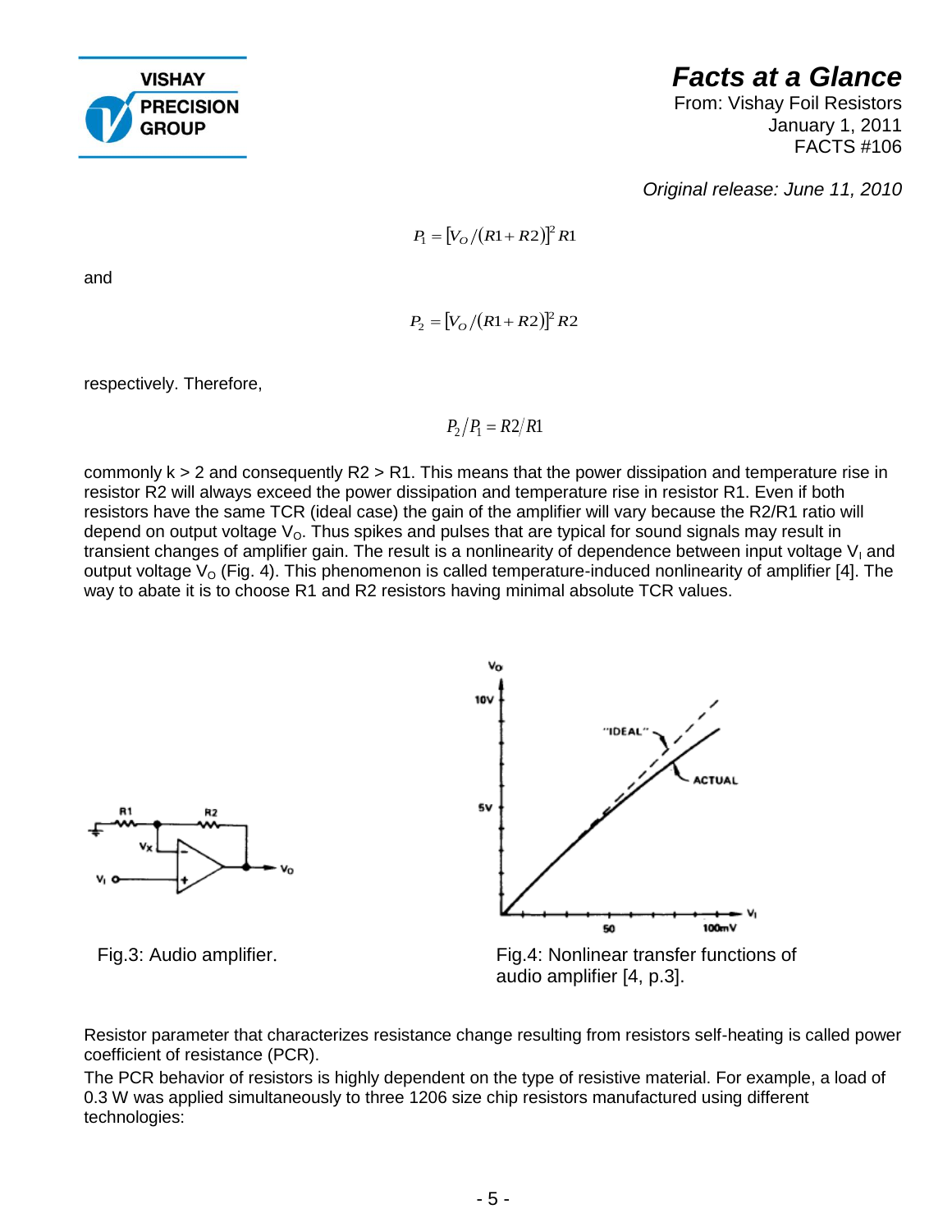$$P_1 = [V_O/(R1 + R2)]^2 R1$$

and

$$P_2 = [V_O/(R1 + R2)]^2 R2$$

respectively. Therefore,

$$P_2/P_1 = R2/R1$$

commonly k > 2 and consequently R2 > R1. This means that the power dissipation and temperature rise in resistor R2 will always exceed the power dissipation and temperature rise in resistor R1. Even if both resistors have the same TCR (ideal case) the gain of the amplifier will vary because the R2/R1 ratio will depend on output voltage $V_O$. Thus spikes and pulses that are typical for sound signals may result in transient changes of amplifier gain. The result is a nonlinearity of dependence between input voltage $V_I$ and output voltage $V_O$ (Fig. 4). This phenomenon is called temperature-induced nonlinearity of amplifier [4]. The way to abate it is to choose R1 and R2 resistors having minimal absolute TCR values.

Fig.3: Audio amplifier.

Fig.4: Nonlinear transfer functions of audio amplifier [4, p.3].

Resistor parameter that characterizes resistance change resulting from resistors self-heating is called power coefficient of resistance (PCR).

The PCR behavior of resistors is highly dependent on the type of resistive material. For example, a load of 0.3 W was applied simultaneously to three 1206 size chip resistors manufactured using different technologies: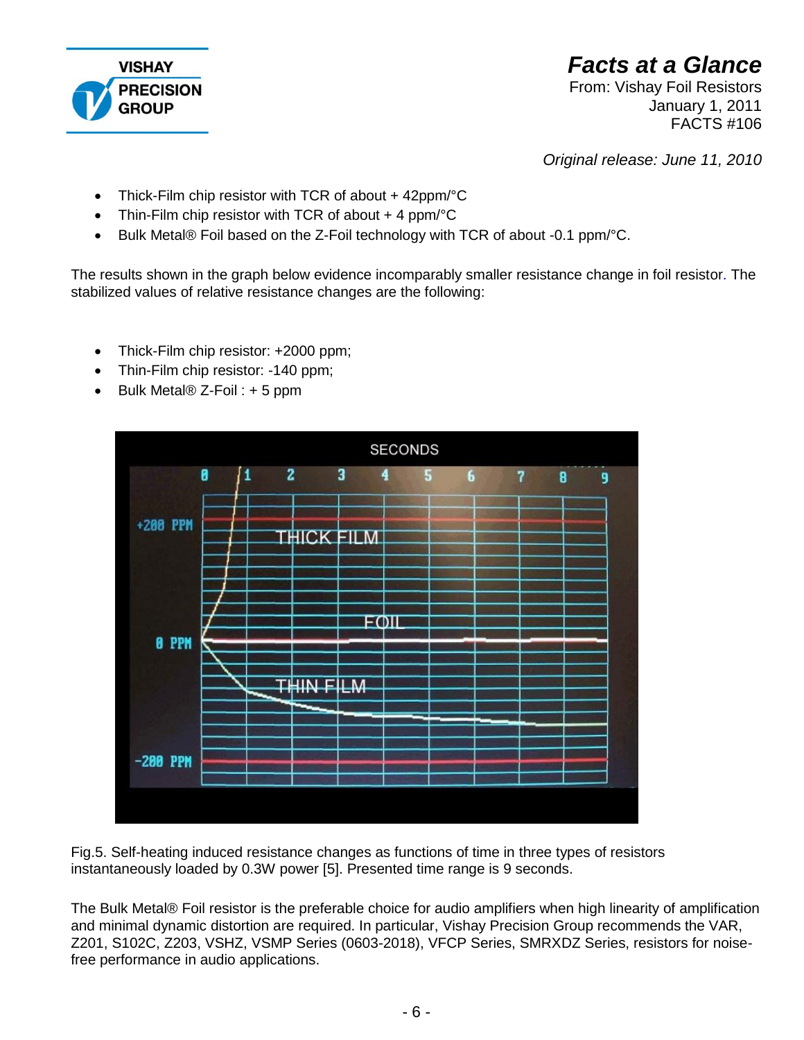- Thick-Film chip resistor with TCR of about + 42ppm/°C
- Thin-Film chip resistor with TCR of about + 4 ppm/°C
- Bulk Metal® Foil based on the Z-Foil technology with TCR of about -0.1 ppm/°C.

The results shown in the graph below evidence incomparably smaller resistance change in foil resistor. The stabilized values of relative resistance changes are the following:

- Thick-Film chip resistor: +2000 ppm;
- Thin-Film chip resistor: -140 ppm;
- Bulk Metal® Z-Foil : + 5 ppm

Fig.5. Self-heating induced resistance changes as functions of time in three types of resistors instantaneously loaded by 0.3W power [5]. Presented time range is 9 seconds.

The Bulk Metal® Foil resistor is the preferable choice for audio amplifiers when high linearity of amplification and minimal dynamic distortion are required. In particular, Vishay Precision Group recommends the VAR, Z201, S102C, Z203, VSHZ, VSMP Series (0603-2018), VFCP Series, SMRXDZ Series, resistors for noise-free performance in audio applications.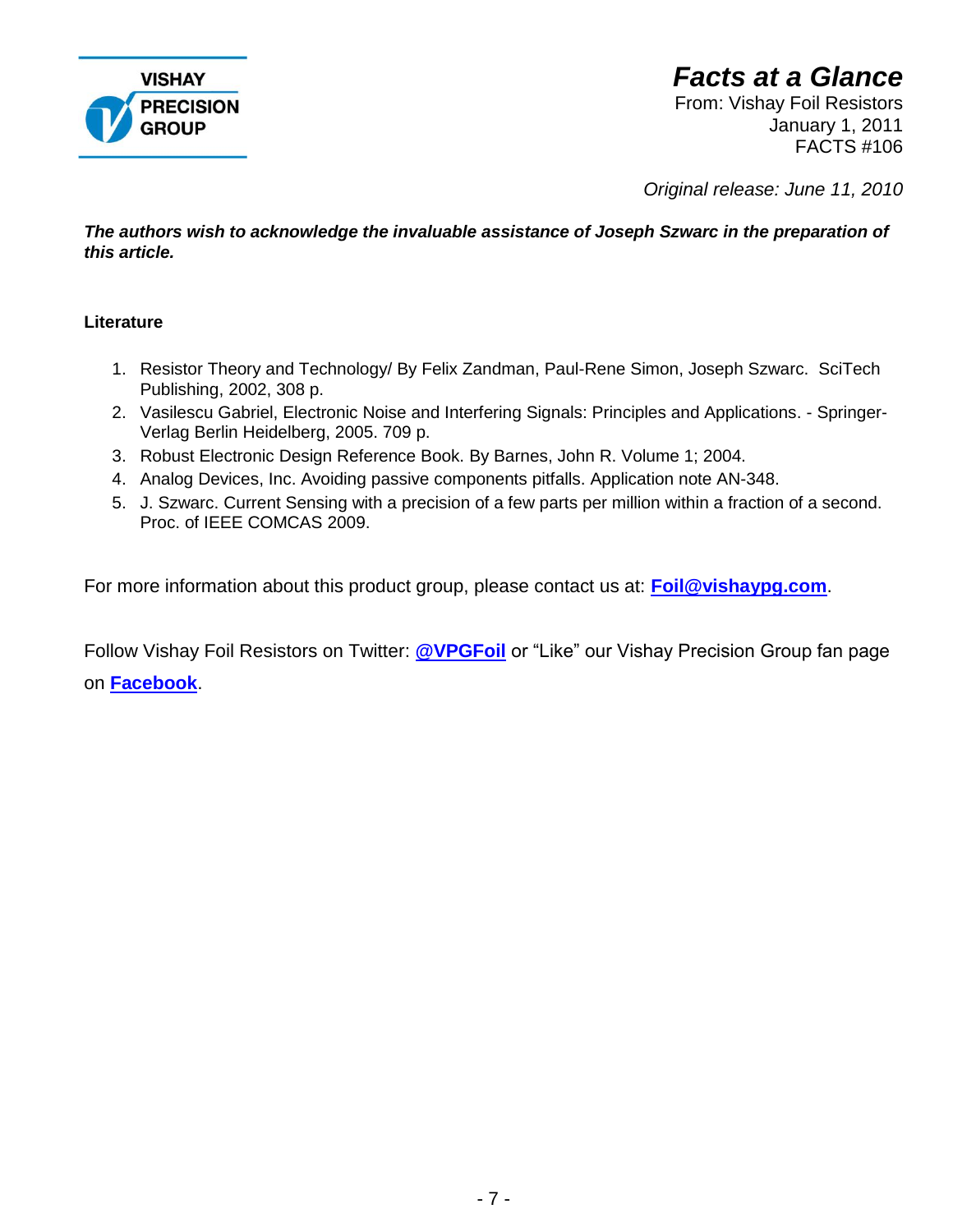VISHAY PRECISION GROUP

***Facts at a Glance***

From: Vishay Foil Resistors
January 1, 2011
FACTS #106

*Original release: June 11, 2010*

***The authors wish to acknowledge the invaluable assistance of Joseph Szwarc in the preparation of this article.***

**Literature**

1. Resistor Theory and Technology/ By Felix Zandman, Paul-Rene Simon, Joseph Szwarc. SciTech Publishing, 2002, 308 p.
2. Vasilescu Gabriel, Electronic Noise and Interfering Signals: Principles and Applications. - Springer-Verlag Berlin Heidelberg, 2005. 709 p.
3. Robust Electronic Design Reference Book. By Barnes, John R. Volume 1; 2004.
4. Analog Devices, Inc. Avoiding passive components pitfalls. Application note AN-348.
5. J. Szwarc. Current Sensing with a precision of a few parts per million within a fraction of a second. Proc. of IEEE COMCAS 2009.

For more information about this product group, please contact us at: **Foil@vishaypg.com**.

Follow Vishay Foil Resistors on Twitter: **@VPGFoil** or "Like" our Vishay Precision Group fan page on **Facebook**.